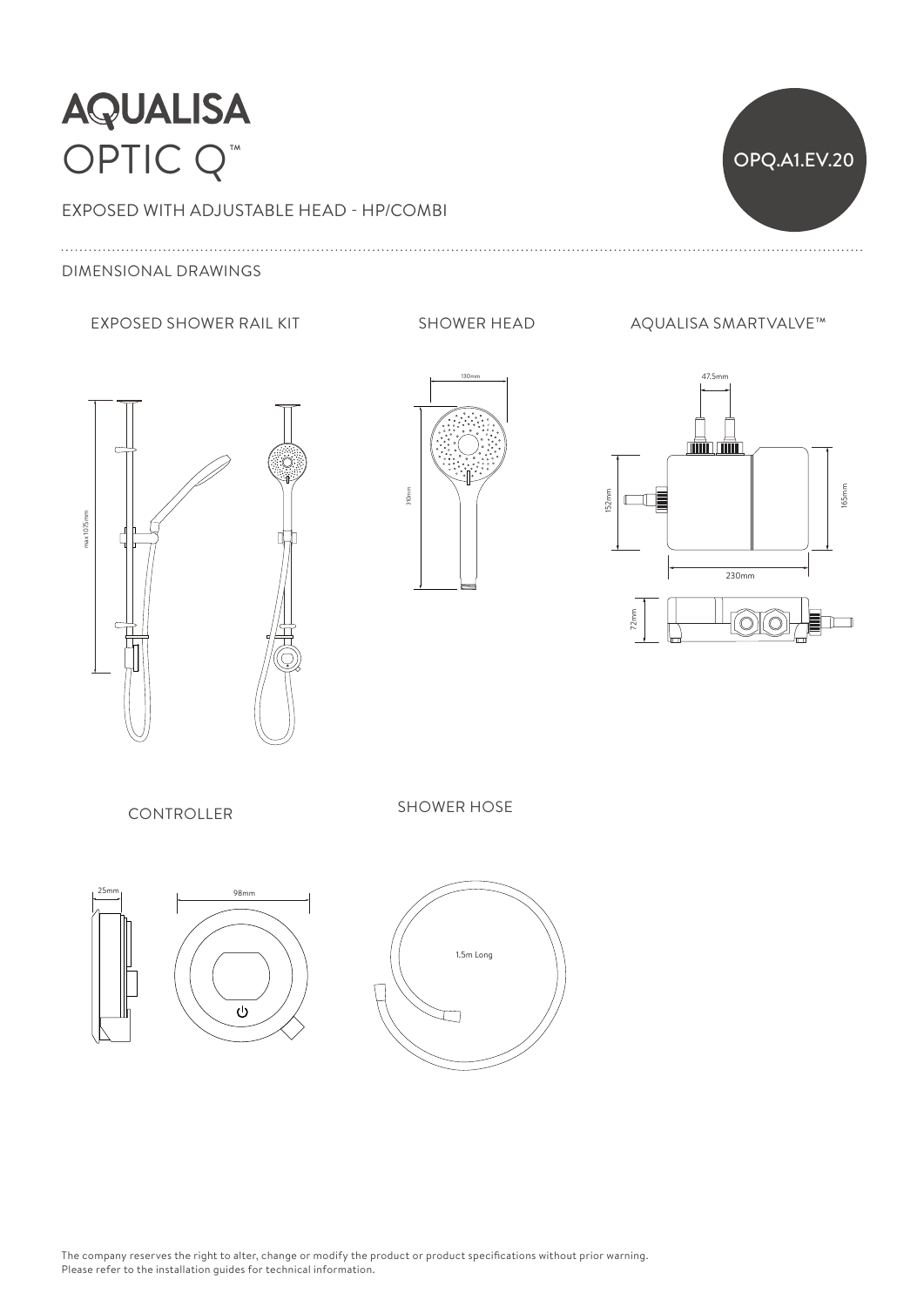# AQUALISA

## OPTIC Q™

OPQ.A1.EV.20

EXPOSED WITH ADJUSTABLE HEAD - HP/COMBI

DIMENSIONAL DRAWINGS

### EXPOSED SHOWER RAIL KIT

max 1075mm

### SHOWER HEAD

130mm

310mm

### AQUALISA SMARTVALVE™

47.5mm

152mm

165mm

230mm

72mm

### CONTROLLER

25mm

98mm

### SHOWER HOSE

1.5m Long

The company reserves the right to alter, change or modify the product or product specifications without prior warning.
Please refer to the installation guides for technical information.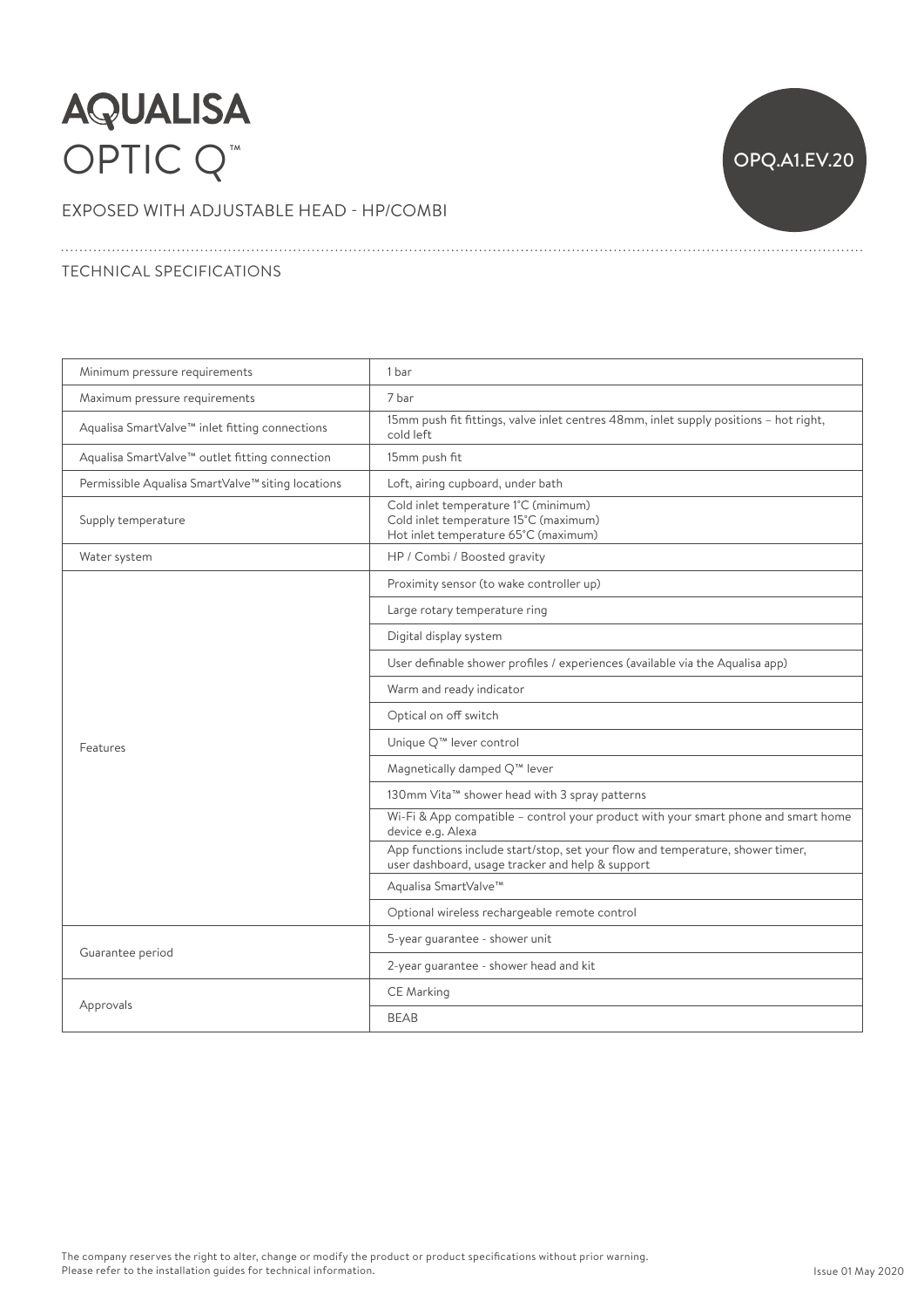# AQUALISA

# OPTIC Q™

OPQ.A1.EV.20

EXPOSED WITH ADJUSTABLE HEAD - HP/COMBI

TECHNICAL SPECIFICATIONS

| | |
|---|---|
| Minimum pressure requirements | 1 bar |
| Maximum pressure requirements | 7 bar |
| Aqualisa SmartValve™ inlet fitting connections | 15mm push fit fittings, valve inlet centres 48mm, inlet supply positions – hot right, cold left |
| Aqualisa SmartValve™ outlet fitting connection | 15mm push fit |
| Permissible Aqualisa SmartValve™ siting locations | Loft, airing cupboard, under bath |
| Supply temperature | Cold inlet temperature 1°C (minimum)<br>Cold inlet temperature 15°C (maximum)<br>Hot inlet temperature 65°C (maximum) |
| Water system | HP / Combi / Boosted gravity |
| Features | Proximity sensor (to wake controller up) |
| | Large rotary temperature ring |
| | Digital display system |
| | User definable shower profiles / experiences (available via the Aqualisa app) |
| | Warm and ready indicator |
| | Optical on off switch |
| | Unique Q™ lever control |
| | Magnetically damped Q™ lever |
| | 130mm Vita™ shower head with 3 spray patterns |
| | Wi-Fi & App compatible – control your product with your smart phone and smart home device e.g. Alexa |
| | App functions include start/stop, set your flow and temperature, shower timer, user dashboard, usage tracker and help & support |
| | Aqualisa SmartValve™ |
| | Optional wireless rechargeable remote control |
| Guarantee period | 5-year guarantee - shower unit |
| | 2-year guarantee - shower head and kit |
| Approvals | CE Marking |
| | BEAB |

The company reserves the right to alter, change or modify the product or product specifications without prior warning.
Please refer to the installation guides for technical information.

Issue 01 May 2020